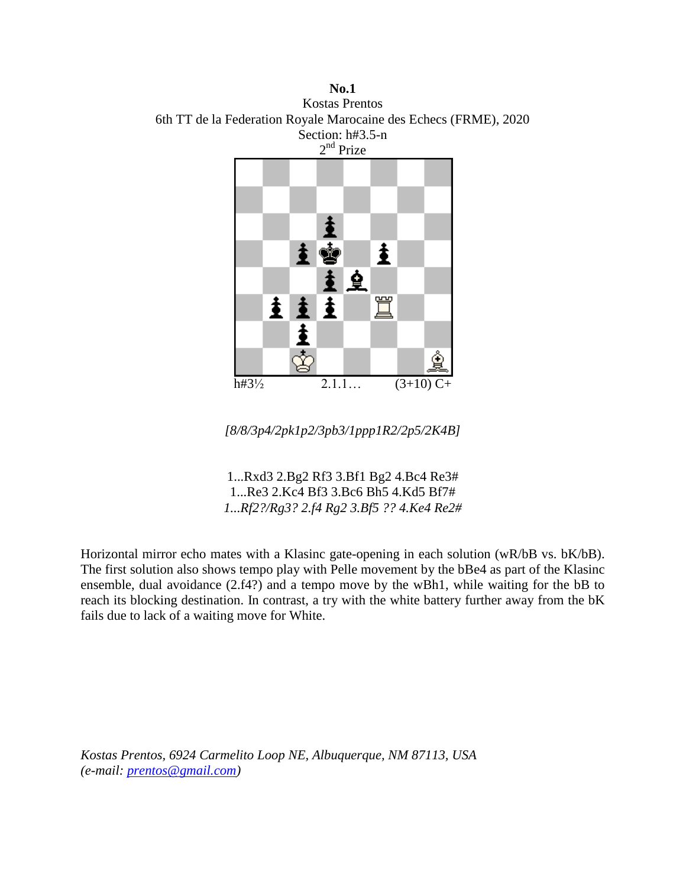**No.1**

Kostas Prentos

6th TT de la Federation Royale Marocaine des Echecs (FRME), 2020

Section: h#3.5-n

2nd Prize

h#3½ 2.1.1… (3+10) C+

*[8/8/3p4/2pk1p2/3pb3/1ppp1R2/2p5/2K4B]*

1...Rxd3 2.Bg2 Rf3 3.Bf1 Bg2 4.Bc4 Re3#

1...Re3 2.Kc4 Bf3 3.Bc6 Bh5 4.Kd5 Bf7#

*1...Rf2?/Rg3? 2.f4 Rg2 3.Bf5 ?? 4.Ke4 Re2#*

Horizontal mirror echo mates with a Klasinc gate-opening in each solution (wR/bB vs. bK/bB). The first solution also shows tempo play with Pelle movement by the bBe4 as part of the Klasinc ensemble, dual avoidance (2.f4?) and a tempo move by the wBh1, while waiting for the bB to reach its blocking destination. In contrast, a try with the white battery further away from the bK fails due to lack of a waiting move for White.

*Kostas Prentos, 6924 Carmelito Loop NE, Albuquerque, NM 87113, USA*
*(e-mail: prentos@gmail.com)*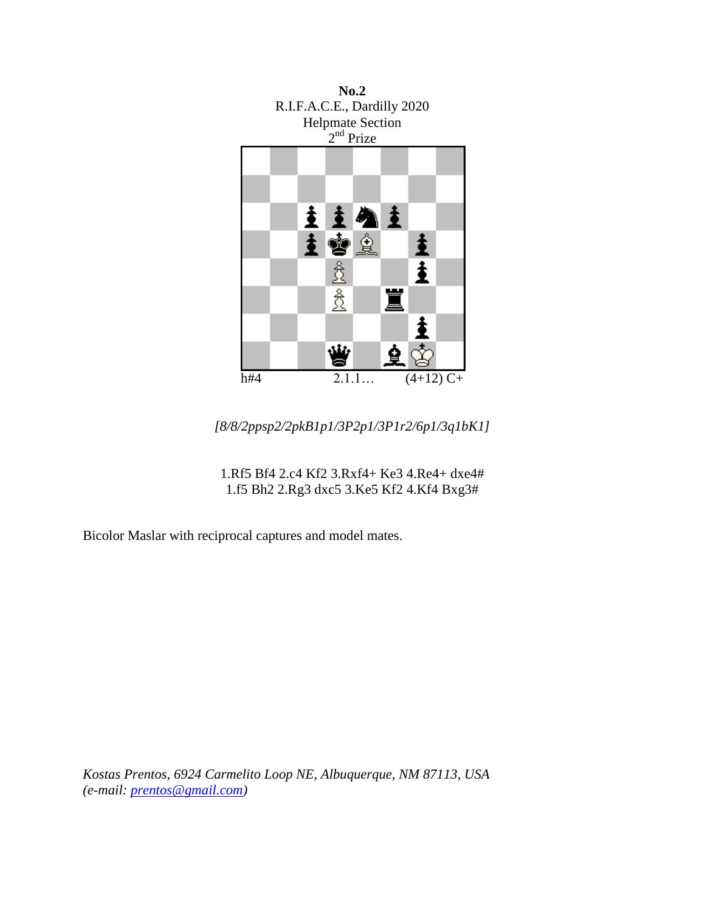**No.2**
R.I.F.A.C.E., Dardilly 2020
Helpmate Section
2nd Prize

h#4 2.1.1… (4+12) C+

*[8/8/2ppsp2/2pkB1p1/3P2p1/3P1r2/6p1/3q1bK1]*

1.Rf5 Bf4 2.c4 Kf2 3.Rxf4+ Ke3 4.Re4+ dxe4#
1.f5 Bh2 2.Rg3 dxc5 3.Ke5 Kf2 4.Kf4 Bxg3#

Bicolor Maslar with reciprocal captures and model mates.

*Kostas Prentos, 6924 Carmelito Loop NE, Albuquerque, NM 87113, USA*
*(e-mail: prentos@gmail.com)*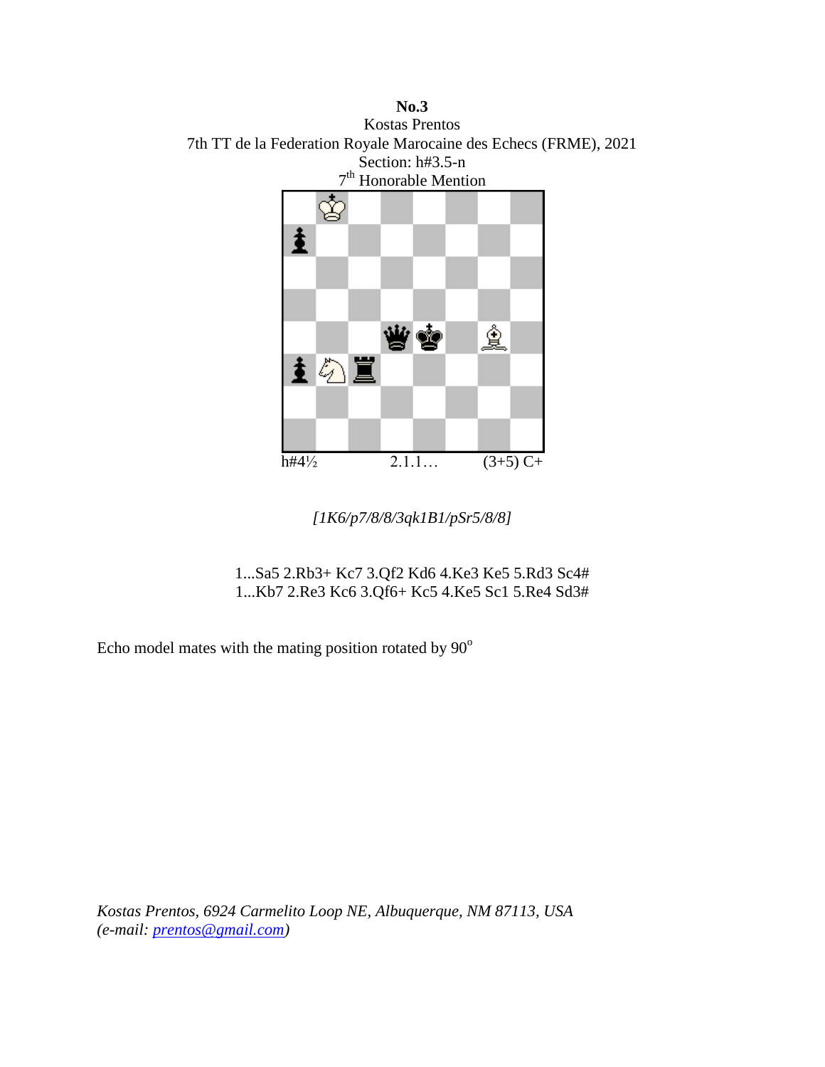**No.3**
Kostas Prentos
7th TT de la Federation Royale Marocaine des Echecs (FRME), 2021
Section: h#3.5-n
7th Honorable Mention

h#4½ 2.1.1… (3+5) C+

*[1K6/p7/8/8/3qk1B1/pSr5/8/8]*

1...Sa5 2.Rb3+ Kc7 3.Qf2 Kd6 4.Ke3 Ke5 5.Rd3 Sc4#
1...Kb7 2.Re3 Kc6 3.Qf6+ Kc5 4.Ke5 Sc1 5.Re4 Sd3#

Echo model mates with the mating position rotated by 90°

*Kostas Prentos, 6924 Carmelito Loop NE, Albuquerque, NM 87113, USA*
*(e-mail: prentos@gmail.com)*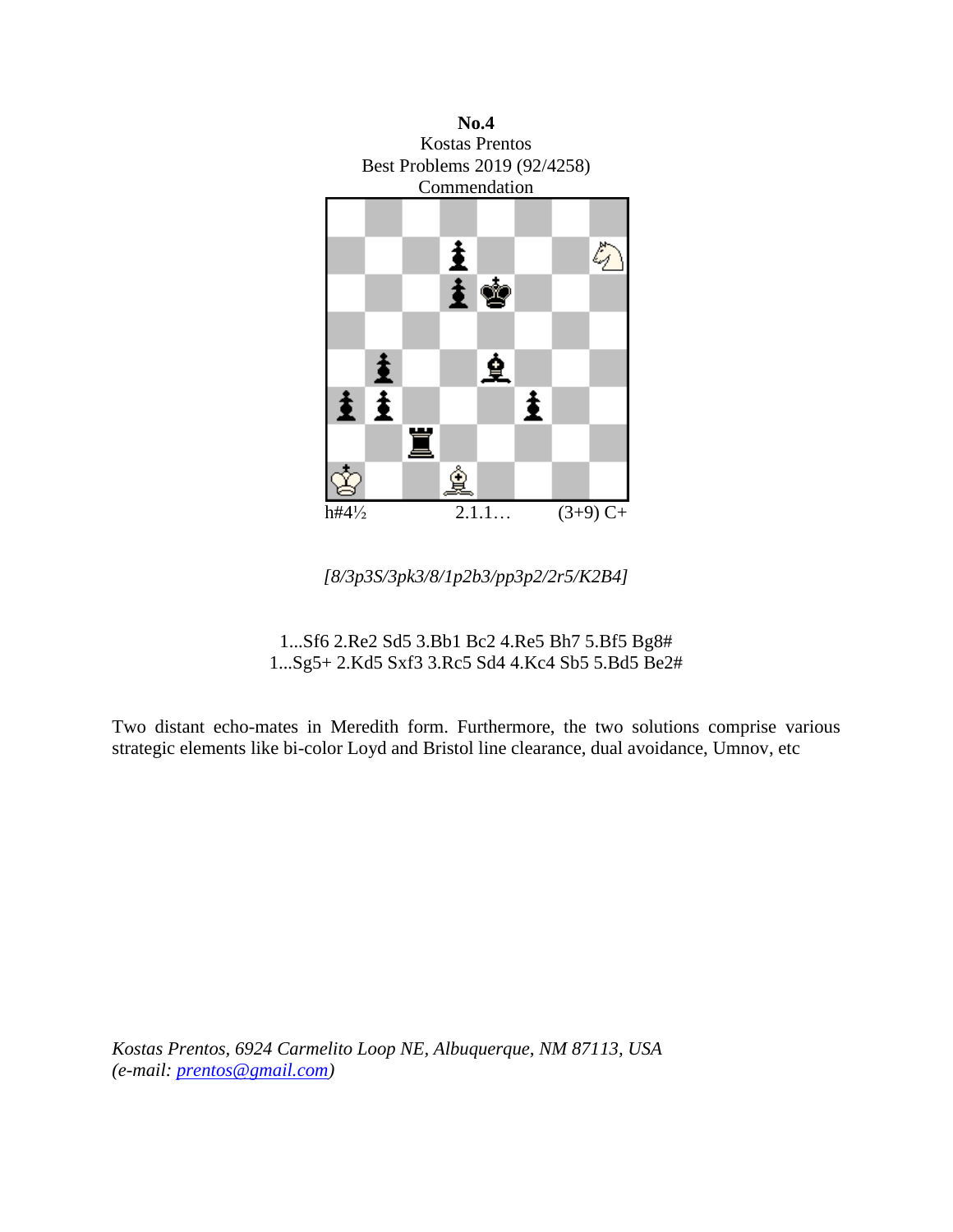**No.4**
Kostas Prentos
Best Problems 2019 (92/4258)
Commendation

h#4½ 2.1.1… (3+9) C+

*[8/3p3S/3pk3/8/1p2b3/pp3p2/2r5/K2B4]*

1...Sf6 2.Re2 Sd5 3.Bb1 Bc2 4.Re5 Bh7 5.Bf5 Bg8#
1...Sg5+ 2.Kd5 Sxf3 3.Rc5 Sd4 4.Kc4 Sb5 5.Bd5 Be2#

Two distant echo-mates in Meredith form. Furthermore, the two solutions comprise various strategic elements like bi-color Loyd and Bristol line clearance, dual avoidance, Umnov, etc

*Kostas Prentos, 6924 Carmelito Loop NE, Albuquerque, NM 87113, USA*
*(e-mail: prentos@gmail.com)*